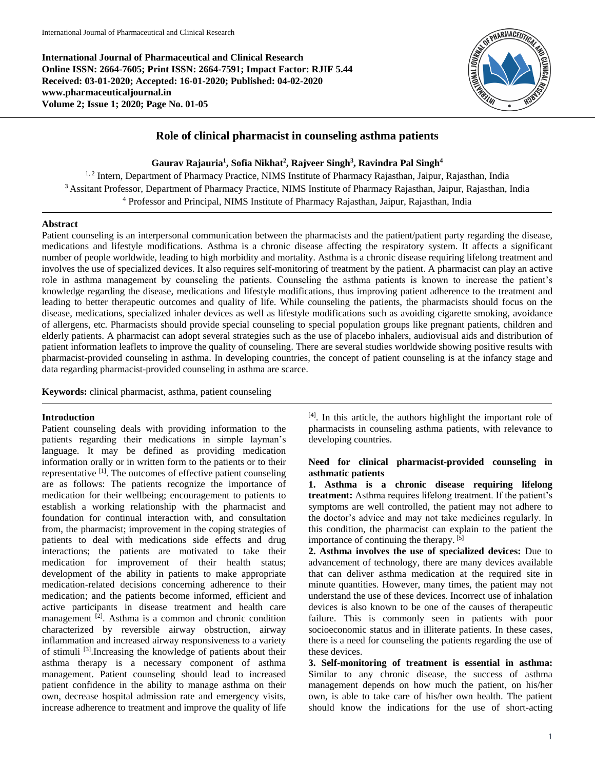International Journal of Pharmaceutical and Clinical Research
Online ISSN: 2664-7605; Print ISSN: 2664-7591; Impact Factor: RJIF 5.44
Received: 03-01-2020; Accepted: 16-01-2020; Published: 04-02-2020
www.pharmaceuticaljournal.in
Volume 2; Issue 1; 2020; Page No. 01-05

# Role of clinical pharmacist in counseling asthma patients

**Gaurav Rajauria[1], Sofia Nikhat[2], Rajveer Singh[3], Ravindra Pal Singh[4]**

[1, 2] Intern, Department of Pharmacy Practice, NIMS Institute of Pharmacy Rajasthan, Jaipur, Rajasthan, India
[3] Assitant Professor, Department of Pharmacy Practice, NIMS Institute of Pharmacy Rajasthan, Jaipur, Rajasthan, India
[4] Professor and Principal, NIMS Institute of Pharmacy Rajasthan, Jaipur, Rajasthan, India

## Abstract

Patient counseling is an interpersonal communication between the pharmacists and the patient/patient party regarding the disease, medications and lifestyle modifications. Asthma is a chronic disease affecting the respiratory system. It affects a significant number of people worldwide, leading to high morbidity and mortality. Asthma is a chronic disease requiring lifelong treatment and involves the use of specialized devices. It also requires self-monitoring of treatment by the patient. A pharmacist can play an active role in asthma management by counseling the patients. Counseling the asthma patients is known to increase the patient's knowledge regarding the disease, medications and lifestyle modifications, thus improving patient adherence to the treatment and leading to better therapeutic outcomes and quality of life. While counseling the patients, the pharmacists should focus on the disease, medications, specialized inhaler devices as well as lifestyle modifications such as avoiding cigarette smoking, avoidance of allergens, etc. Pharmacists should provide special counseling to special population groups like pregnant patients, children and elderly patients. A pharmacist can adopt several strategies such as the use of placebo inhalers, audiovisual aids and distribution of patient information leaflets to improve the quality of counseling. There are several studies worldwide showing positive results with pharmacist-provided counseling in asthma. In developing countries, the concept of patient counseling is at the infancy stage and data regarding pharmacist-provided counseling in asthma are scarce.

**Keywords:** clinical pharmacist, asthma, patient counseling

## Introduction

Patient counseling deals with providing information to the patients regarding their medications in simple layman's language. It may be defined as providing medication information orally or in written form to the patients or to their representative [1]. The outcomes of effective patient counseling are as follows: The patients recognize the importance of medication for their wellbeing; encouragement to patients to establish a working relationship with the pharmacist and foundation for continual interaction with, and consultation from, the pharmacist; improvement in the coping strategies of patients to deal with medications side effects and drug interactions; the patients are motivated to take their medication for improvement of their health status; development of the ability in patients to make appropriate medication-related decisions concerning adherence to their medication; and the patients become informed, efficient and active participants in disease treatment and health care management [2]. Asthma is a common and chronic condition characterized by reversible airway obstruction, airway inflammation and increased airway responsiveness to a variety of stimuli [3].Increasing the knowledge of patients about their asthma therapy is a necessary component of asthma management. Patient counseling should lead to increased patient confidence in the ability to manage asthma on their own, decrease hospital admission rate and emergency visits, increase adherence to treatment and improve the quality of life [4]. In this article, the authors highlight the important role of pharmacists in counseling asthma patients, with relevance to developing countries.

## Need for clinical pharmacist-provided counseling in asthmatic patients

**1. Asthma is a chronic disease requiring lifelong treatment:** Asthma requires lifelong treatment. If the patient's symptoms are well controlled, the patient may not adhere to the doctor's advice and may not take medicines regularly. In this condition, the pharmacist can explain to the patient the importance of continuing the therapy. [5]

**2. Asthma involves the use of specialized devices:** Due to advancement of technology, there are many devices available that can deliver asthma medication at the required site in minute quantities. However, many times, the patient may not understand the use of these devices. Incorrect use of inhalation devices is also known to be one of the causes of therapeutic failure. This is commonly seen in patients with poor socioeconomic status and in illiterate patients. In these cases, there is a need for counseling the patients regarding the use of these devices.

**3. Self-monitoring of treatment is essential in asthma:** Similar to any chronic disease, the success of asthma management depends on how much the patient, on his/her own, is able to take care of his/her own health. The patient should know the indications for the use of short-acting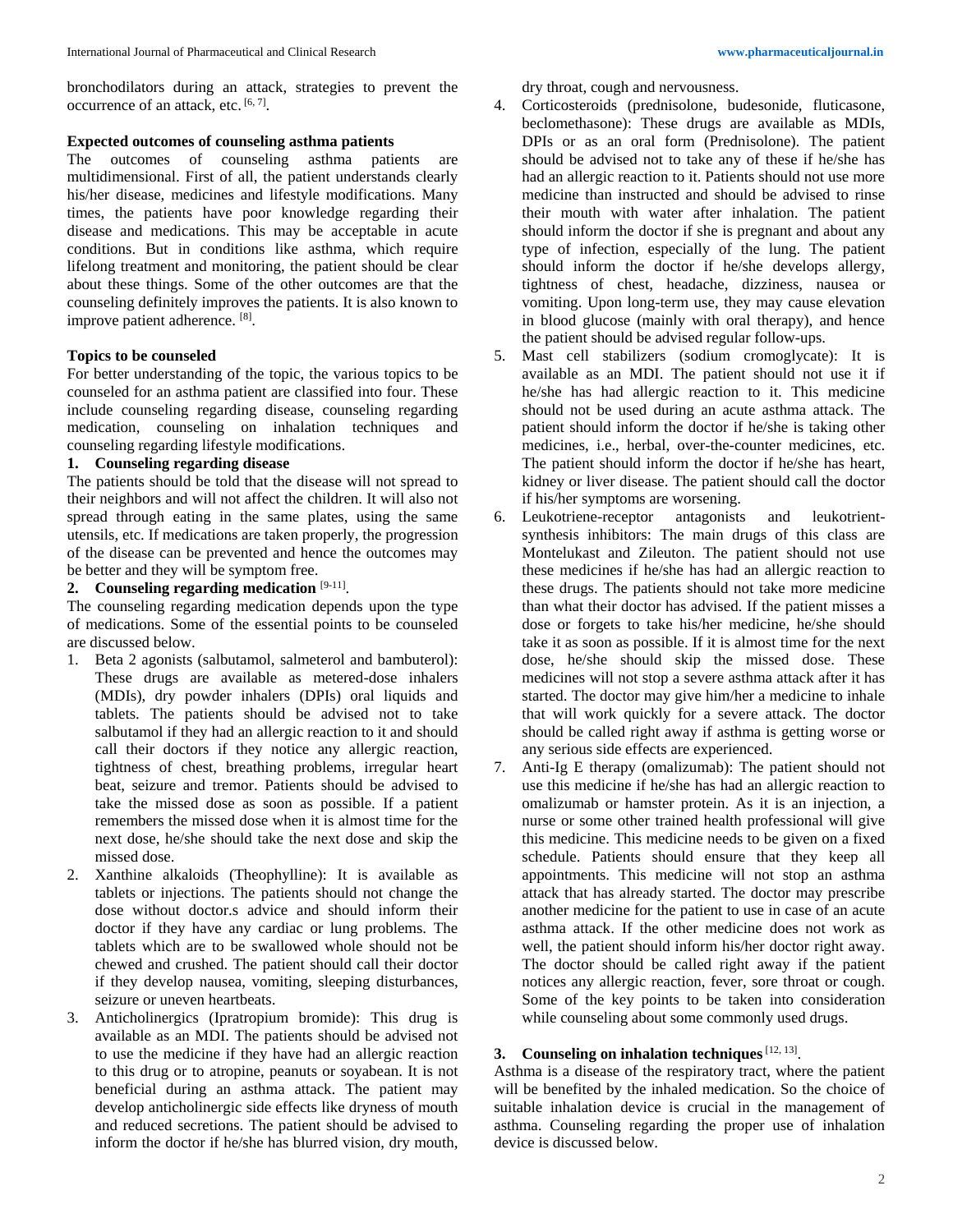bronchodilators during an attack, strategies to prevent the occurrence of an attack, etc. [6, 7].

**Expected outcomes of counseling asthma patients**

The outcomes of counseling asthma patients are multidimensional. First of all, the patient understands clearly his/her disease, medicines and lifestyle modifications. Many times, the patients have poor knowledge regarding their disease and medications. This may be acceptable in acute conditions. But in conditions like asthma, which require lifelong treatment and monitoring, the patient should be clear about these things. Some of the other outcomes are that the counseling definitely improves the patients. It is also known to improve patient adherence. [8].

**Topics to be counseled**

For better understanding of the topic, the various topics to be counseled for an asthma patient are classified into four. These include counseling regarding disease, counseling regarding medication, counseling on inhalation techniques and counseling regarding lifestyle modifications.

**1. Counseling regarding disease**

The patients should be told that the disease will not spread to their neighbors and will not affect the children. It will also not spread through eating in the same plates, using the same utensils, etc. If medications are taken properly, the progression of the disease can be prevented and hence the outcomes may be better and they will be symptom free.

**2. Counseling regarding medication** [9-11].

The counseling regarding medication depends upon the type of medications. Some of the essential points to be counseled are discussed below.

1. Beta 2 agonists (salbutamol, salmeterol and bambuterol): These drugs are available as metered-dose inhalers (MDIs), dry powder inhalers (DPIs) oral liquids and tablets. The patients should be advised not to take salbutamol if they had an allergic reaction to it and should call their doctors if they notice any allergic reaction, tightness of chest, breathing problems, irregular heart beat, seizure and tremor. Patients should be advised to take the missed dose as soon as possible. If a patient remembers the missed dose when it is almost time for the next dose, he/she should take the next dose and skip the missed dose.
2. Xanthine alkaloids (Theophylline): It is available as tablets or injections. The patients should not change the dose without doctor.s advice and should inform their doctor if they have any cardiac or lung problems. The tablets which are to be swallowed whole should not be chewed and crushed. The patient should call their doctor if they develop nausea, vomiting, sleeping disturbances, seizure or uneven heartbeats.
3. Anticholinergics (Ipratropium bromide): This drug is available as an MDI. The patients should be advised not to use the medicine if they have had an allergic reaction to this drug or to atropine, peanuts or soyabean. It is not beneficial during an asthma attack. The patient may develop anticholinergic side effects like dryness of mouth and reduced secretions. The patient should be advised to inform the doctor if he/she has blurred vision, dry mouth, dry throat, cough and nervousness.
4. Corticosteroids (prednisolone, budesonide, fluticasone, beclomethasone): These drugs are available as MDIs, DPIs or as an oral form (Prednisolone). The patient should be advised not to take any of these if he/she has had an allergic reaction to it. Patients should not use more medicine than instructed and should be advised to rinse their mouth with water after inhalation. The patient should inform the doctor if she is pregnant and about any type of infection, especially of the lung. The patient should inform the doctor if he/she develops allergy, tightness of chest, headache, dizziness, nausea or vomiting. Upon long-term use, they may cause elevation in blood glucose (mainly with oral therapy), and hence the patient should be advised regular follow-ups.
5. Mast cell stabilizers (sodium cromoglycate): It is available as an MDI. The patient should not use it if he/she has had allergic reaction to it. This medicine should not be used during an acute asthma attack. The patient should inform the doctor if he/she is taking other medicines, i.e., herbal, over-the-counter medicines, etc. The patient should inform the doctor if he/she has heart, kidney or liver disease. The patient should call the doctor if his/her symptoms are worsening.
6. Leukotriene-receptor antagonists and leukotrient-synthesis inhibitors: The main drugs of this class are Montelukast and Zileuton. The patient should not use these medicines if he/she has had an allergic reaction to these drugs. The patients should not take more medicine than what their doctor has advised. If the patient misses a dose or forgets to take his/her medicine, he/she should take it as soon as possible. If it is almost time for the next dose, he/she should skip the missed dose. These medicines will not stop a severe asthma attack after it has started. The doctor may give him/her a medicine to inhale that will work quickly for a severe attack. The doctor should be called right away if asthma is getting worse or any serious side effects are experienced.
7. Anti-Ig E therapy (omalizumab): The patient should not use this medicine if he/she has had an allergic reaction to omalizumab or hamster protein. As it is an injection, a nurse or some other trained health professional will give this medicine. This medicine needs to be given on a fixed schedule. Patients should ensure that they keep all appointments. This medicine will not stop an asthma attack that has already started. The doctor may prescribe another medicine for the patient to use in case of an acute asthma attack. If the other medicine does not work as well, the patient should inform his/her doctor right away. The doctor should be called right away if the patient notices any allergic reaction, fever, sore throat or cough. Some of the key points to be taken into consideration while counseling about some commonly used drugs.

**3. Counseling on inhalation techniques** [12, 13].

Asthma is a disease of the respiratory tract, where the patient will be benefited by the inhaled medication. So the choice of suitable inhalation device is crucial in the management of asthma. Counseling regarding the proper use of inhalation device is discussed below.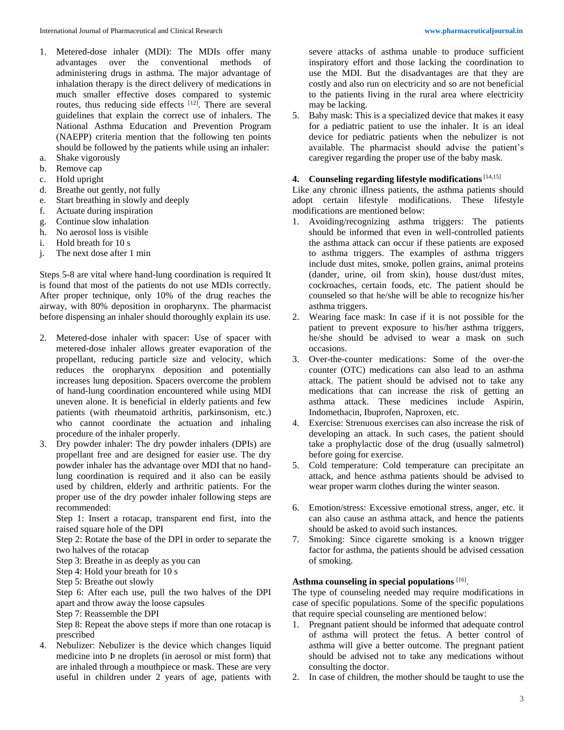1. Metered-dose inhaler (MDI): The MDIs offer many advantages over the conventional methods of administering drugs in asthma. The major advantage of inhalation therapy is the direct delivery of medications in much smaller effective doses compared to systemic routes, thus reducing side effects [12]. There are several guidelines that explain the correct use of inhalers. The National Asthma Education and Prevention Program (NAEPP) criteria mention that the following ten points should be followed by the patients while using an inhaler:

a. Shake vigorously
b. Remove cap
c. Hold upright
d. Breathe out gently, not fully
e. Start breathing in slowly and deeply
f. Actuate during inspiration
g. Continue slow inhalation
h. No aerosol loss is visible
i. Hold breath for 10 s
j. The next dose after 1 min

Steps 5-8 are vital where hand-lung coordination is required It is found that most of the patients do not use MDIs correctly. After proper technique, only 10% of the drug reaches the airway, with 80% deposition in oropharynx. The pharmacist before dispensing an inhaler should thoroughly explain its use.

2. Metered-dose inhaler with spacer: Use of spacer with metered-dose inhaler allows greater evaporation of the propellant, reducing particle size and velocity, which reduces the oropharynx deposition and potentially increases lung deposition. Spacers overcome the problem of hand-lung coordination encountered while using MDI uneven alone. It is beneficial in elderly patients and few patients (with rheumatoid arthritis, parkinsonism, etc.) who cannot coordinate the actuation and inhaling procedure of the inhaler properly.
3. Dry powder inhaler: The dry powder inhalers (DPIs) are propellant free and are designed for easier use. The dry powder inhaler has the advantage over MDI that no hand-lung coordination is required and it also can be easily used by children, elderly and arthritic patients. For the proper use of the dry powder inhaler following steps are recommended:
   Step 1: Insert a rotacap, transparent end first, into the raised square hole of the DPI
   Step 2: Rotate the base of the DPI in order to separate the two halves of the rotacap
   Step 3: Breathe in as deeply as you can
   Step 4: Hold your breath for 10 s
   Step 5: Breathe out slowly
   Step 6: After each use, pull the two halves of the DPI apart and throw away the loose capsules
   Step 7: Reassemble the DPI
   Step 8: Repeat the above steps if more than one rotacap is prescribed
4. Nebulizer: Nebulizer is the device which changes liquid medicine into Þ ne droplets (in aerosol or mist form) that are inhaled through a mouthpiece or mask. These are very useful in children under 2 years of age, patients with severe attacks of asthma unable to produce sufficient inspiratory effort and those lacking the coordination to use the MDI. But the disadvantages are that they are costly and also run on electricity and so are not beneficial to the patients living in the rural area where electricity may be lacking.
5. Baby mask: This is a specialized device that makes it easy for a pediatric patient to use the inhaler. It is an ideal device for pediatric patients when the nebulizer is not available. The pharmacist should advise the patient's caregiver regarding the proper use of the baby mask.

### 4. Counseling regarding lifestyle modifications [14,15]

Like any chronic illness patients, the asthma patients should adopt certain lifestyle modifications. These lifestyle modifications are mentioned below:

1. Avoiding/recognizing asthma triggers: The patients should be informed that even in well-controlled patients the asthma attack can occur if these patients are exposed to asthma triggers. The examples of asthma triggers include dust mites, smoke, pollen grains, animal proteins (dander, urine, oil from skin), house dust/dust mites, cockroaches, certain foods, etc. The patient should be counseled so that he/she will be able to recognize his/her asthma triggers.
2. Wearing face mask: In case if it is not possible for the patient to prevent exposure to his/her asthma triggers, he/she should be advised to wear a mask on such occasions.
3. Over-the-counter medications: Some of the over-the counter (OTC) medications can also lead to an asthma attack. The patient should be advised not to take any medications that can increase the risk of getting an asthma attack. These medicines include Aspirin, Indomethacin, Ibuprofen, Naproxen, etc.
4. Exercise: Strenuous exercises can also increase the risk of developing an attack. In such cases, the patient should take a prophylactic dose of the drug (usually salmetrol) before going for exercise.
5. Cold temperature: Cold temperature can precipitate an attack, and hence asthma patients should be advised to wear proper warm clothes during the winter season.
6. Emotion/stress: Excessive emotional stress, anger, etc. it can also cause an asthma attack, and hence the patients should be asked to avoid such instances.
7. Smoking: Since cigarette smoking is a known trigger factor for asthma, the patients should be advised cessation of smoking.

### Asthma counseling in special populations [16].

The type of counseling needed may require modifications in case of specific populations. Some of the specific populations that require special counseling are mentioned below:

1. Pregnant patient should be informed that adequate control of asthma will protect the fetus. A better control of asthma will give a better outcome. The pregnant patient should be advised not to take any medications without consulting the doctor.
2. In case of children, the mother should be taught to use the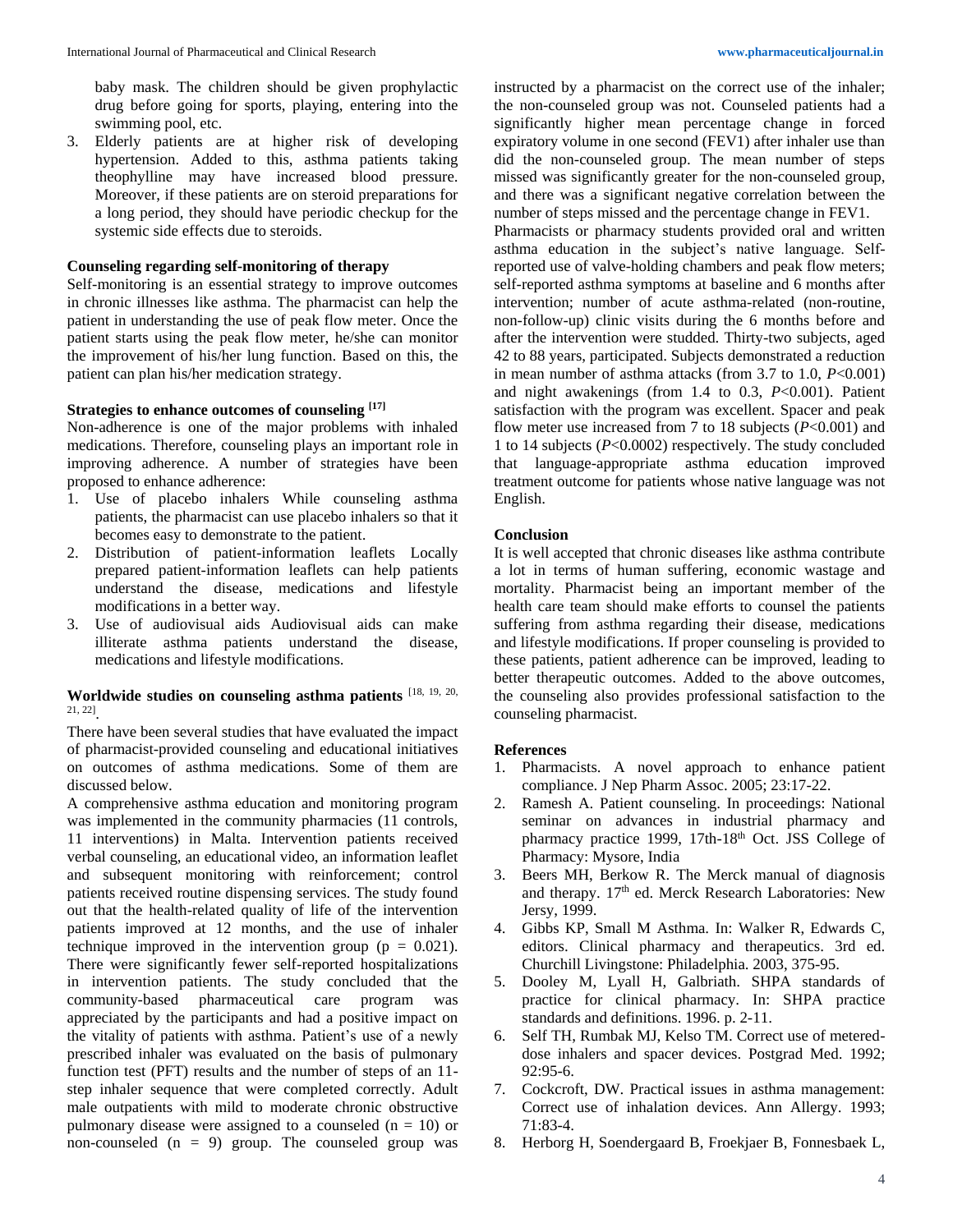baby mask. The children should be given prophylactic drug before going for sports, playing, entering into the swimming pool, etc.

3. Elderly patients are at higher risk of developing hypertension. Added to this, asthma patients taking theophylline may have increased blood pressure. Moreover, if these patients are on steroid preparations for a long period, they should have periodic checkup for the systemic side effects due to steroids.

#### Counseling regarding self-monitoring of therapy

Self-monitoring is an essential strategy to improve outcomes in chronic illnesses like asthma. The pharmacist can help the patient in understanding the use of peak flow meter. Once the patient starts using the peak flow meter, he/she can monitor the improvement of his/her lung function. Based on this, the patient can plan his/her medication strategy.

#### Strategies to enhance outcomes of counseling [17]

Non-adherence is one of the major problems with inhaled medications. Therefore, counseling plays an important role in improving adherence. A number of strategies have been proposed to enhance adherence:

1. Use of placebo inhalers While counseling asthma patients, the pharmacist can use placebo inhalers so that it becomes easy to demonstrate to the patient.
2. Distribution of patient-information leaflets Locally prepared patient-information leaflets can help patients understand the disease, medications and lifestyle modifications in a better way.
3. Use of audiovisual aids Audiovisual aids can make illiterate asthma patients understand the disease, medications and lifestyle modifications.

#### Worldwide studies on counseling asthma patients [18, 19, 20, 21, 22].

There have been several studies that have evaluated the impact of pharmacist-provided counseling and educational initiatives on outcomes of asthma medications. Some of them are discussed below.

A comprehensive asthma education and monitoring program was implemented in the community pharmacies (11 controls, 11 interventions) in Malta. Intervention patients received verbal counseling, an educational video, an information leaflet and subsequent monitoring with reinforcement; control patients received routine dispensing services. The study found out that the health-related quality of life of the intervention patients improved at 12 months, and the use of inhaler technique improved in the intervention group ($p = 0.021$). There were significantly fewer self-reported hospitalizations in intervention patients. The study concluded that the community-based pharmaceutical care program was appreciated by the participants and had a positive impact on the vitality of patients with asthma. Patient's use of a newly prescribed inhaler was evaluated on the basis of pulmonary function test (PFT) results and the number of steps of an 11-step inhaler sequence that were completed correctly. Adult male outpatients with mild to moderate chronic obstructive pulmonary disease were assigned to a counseled ($n = 10$) or non-counseled ($n = 9$) group. The counseled group was instructed by a pharmacist on the correct use of the inhaler; the non-counseled group was not. Counseled patients had a significantly higher mean percentage change in forced expiratory volume in one second (FEV1) after inhaler use than did the non-counseled group. The mean number of steps missed was significantly greater for the non-counseled group, and there was a significant negative correlation between the number of steps missed and the percentage change in FEV1.

Pharmacists or pharmacy students provided oral and written asthma education in the subject's native language. Self-reported use of valve-holding chambers and peak flow meters; self-reported asthma symptoms at baseline and 6 months after intervention; number of acute asthma-related (non-routine, non-follow-up) clinic visits during the 6 months before and after the intervention were studded. Thirty-two subjects, aged 42 to 88 years, participated. Subjects demonstrated a reduction in mean number of asthma attacks (from 3.7 to 1.0, $P<0.001$) and night awakenings (from 1.4 to 0.3, $P<0.001$). Patient satisfaction with the program was excellent. Spacer and peak flow meter use increased from 7 to 18 subjects ($P<0.001$) and 1 to 14 subjects ($P<0.0002$) respectively. The study concluded that language-appropriate asthma education improved treatment outcome for patients whose native language was not English.

### Conclusion

It is well accepted that chronic diseases like asthma contribute a lot in terms of human suffering, economic wastage and mortality. Pharmacist being an important member of the health care team should make efforts to counsel the patients suffering from asthma regarding their disease, medications and lifestyle modifications. If proper counseling is provided to these patients, patient adherence can be improved, leading to better therapeutic outcomes. Added to the above outcomes, the counseling also provides professional satisfaction to the counseling pharmacist.

### References

1. Pharmacists. A novel approach to enhance patient compliance. J Nep Pharm Assoc. 2005; 23:17-22.
2. Ramesh A. Patient counseling. In proceedings: National seminar on advances in industrial pharmacy and pharmacy practice 1999, 17th-18th Oct. JSS College of Pharmacy: Mysore, India
3. Beers MH, Berkow R. The Merck manual of diagnosis and therapy. 17th ed. Merck Research Laboratories: New Jersy, 1999.
4. Gibbs KP, Small M Asthma. In: Walker R, Edwards C, editors. Clinical pharmacy and therapeutics. 3rd ed. Churchill Livingstone: Philadelphia. 2003, 375-95.
5. Dooley M, Lyall H, Galbriath. SHPA standards of practice for clinical pharmacy. In: SHPA practice standards and definitions. 1996. p. 2-11.
6. Self TH, Rumbak MJ, Kelso TM. Correct use of metered-dose inhalers and spacer devices. Postgrad Med. 1992; 92:95-6.
7. Cockcroft, DW. Practical issues in asthma management: Correct use of inhalation devices. Ann Allergy. 1993; 71:83-4.
8. Herborg H, Soendergaard B, Froekjaer B, Fonnesbaek L,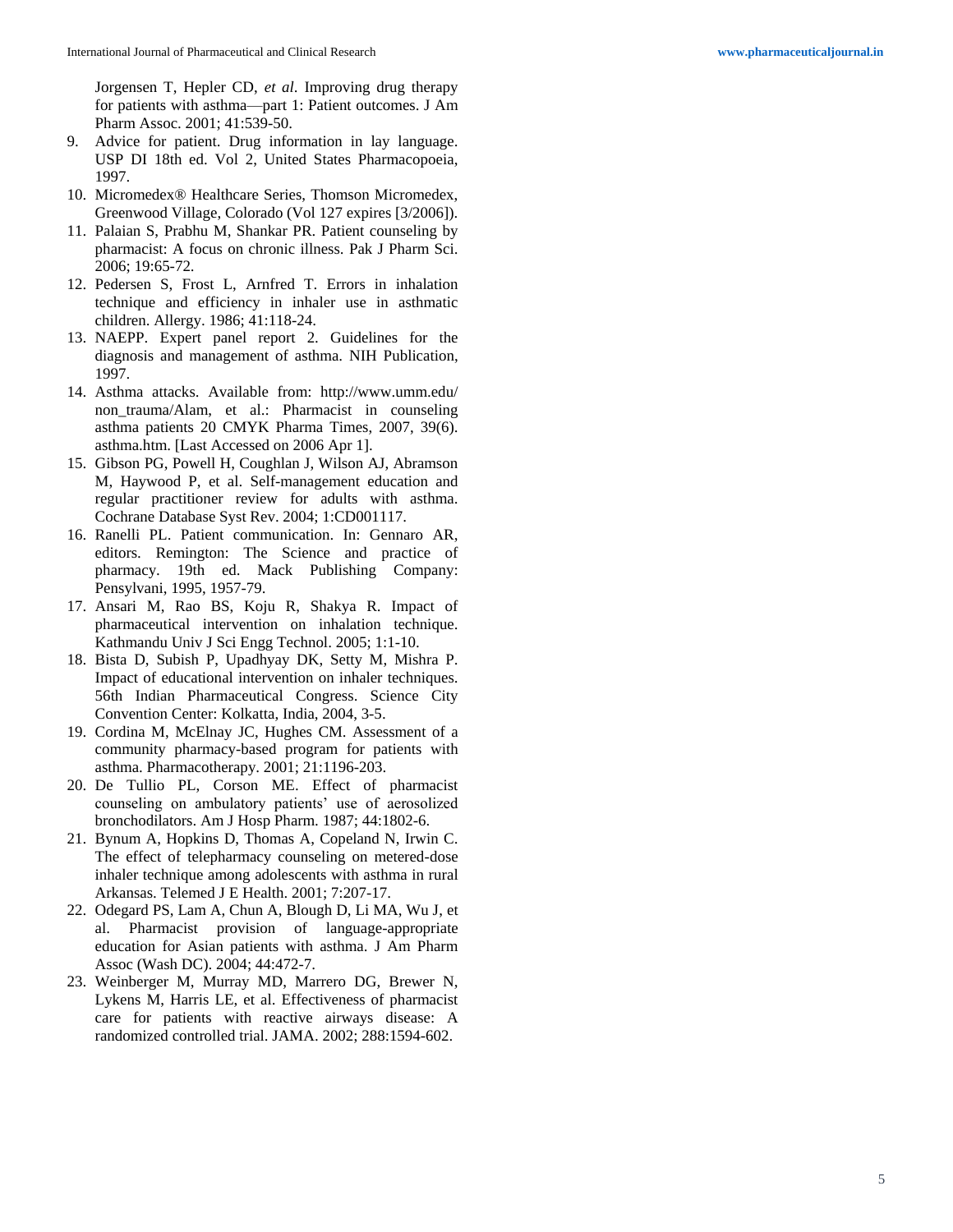Jorgensen T, Hepler CD, *et al*. Improving drug therapy for patients with asthma—part 1: Patient outcomes. J Am Pharm Assoc. 2001; 41:539-50.

9. Advice for patient. Drug information in lay language. USP DI 18th ed. Vol 2, United States Pharmacopoeia, 1997.
10. Micromedex® Healthcare Series, Thomson Micromedex, Greenwood Village, Colorado (Vol 127 expires [3/2006]).
11. Palaian S, Prabhu M, Shankar PR. Patient counseling by pharmacist: A focus on chronic illness. Pak J Pharm Sci. 2006; 19:65-72.
12. Pedersen S, Frost L, Arnfred T. Errors in inhalation technique and efficiency in inhaler use in asthmatic children. Allergy. 1986; 41:118-24.
13. NAEPP. Expert panel report 2. Guidelines for the diagnosis and management of asthma. NIH Publication, 1997.
14. Asthma attacks. Available from: http://www.umm.edu/non_trauma/Alam, et al.: Pharmacist in counseling asthma patients 20 CMYK Pharma Times, 2007, 39(6). asthma.htm. [Last Accessed on 2006 Apr 1].
15. Gibson PG, Powell H, Coughlan J, Wilson AJ, Abramson M, Haywood P, et al. Self-management education and regular practitioner review for adults with asthma. Cochrane Database Syst Rev. 2004; 1:CD001117.
16. Ranelli PL. Patient communication. In: Gennaro AR, editors. Remington: The Science and practice of pharmacy. 19th ed. Mack Publishing Company: Pensylvani, 1995, 1957-79.
17. Ansari M, Rao BS, Koju R, Shakya R. Impact of pharmaceutical intervention on inhalation technique. Kathmandu Univ J Sci Engg Technol. 2005; 1:1-10.
18. Bista D, Subish P, Upadhyay DK, Setty M, Mishra P. Impact of educational intervention on inhaler techniques. 56th Indian Pharmaceutical Congress. Science City Convention Center: Kolkatta, India, 2004, 3-5.
19. Cordina M, McElnay JC, Hughes CM. Assessment of a community pharmacy-based program for patients with asthma. Pharmacotherapy. 2001; 21:1196-203.
20. De Tullio PL, Corson ME. Effect of pharmacist counseling on ambulatory patients' use of aerosolized bronchodilators. Am J Hosp Pharm. 1987; 44:1802-6.
21. Bynum A, Hopkins D, Thomas A, Copeland N, Irwin C. The effect of telepharmacy counseling on metered-dose inhaler technique among adolescents with asthma in rural Arkansas. Telemed J E Health. 2001; 7:207-17.
22. Odegard PS, Lam A, Chun A, Blough D, Li MA, Wu J, et al. Pharmacist provision of language-appropriate education for Asian patients with asthma. J Am Pharm Assoc (Wash DC). 2004; 44:472-7.
23. Weinberger M, Murray MD, Marrero DG, Brewer N, Lykens M, Harris LE, et al. Effectiveness of pharmacist care for patients with reactive airways disease: A randomized controlled trial. JAMA. 2002; 288:1594-602.